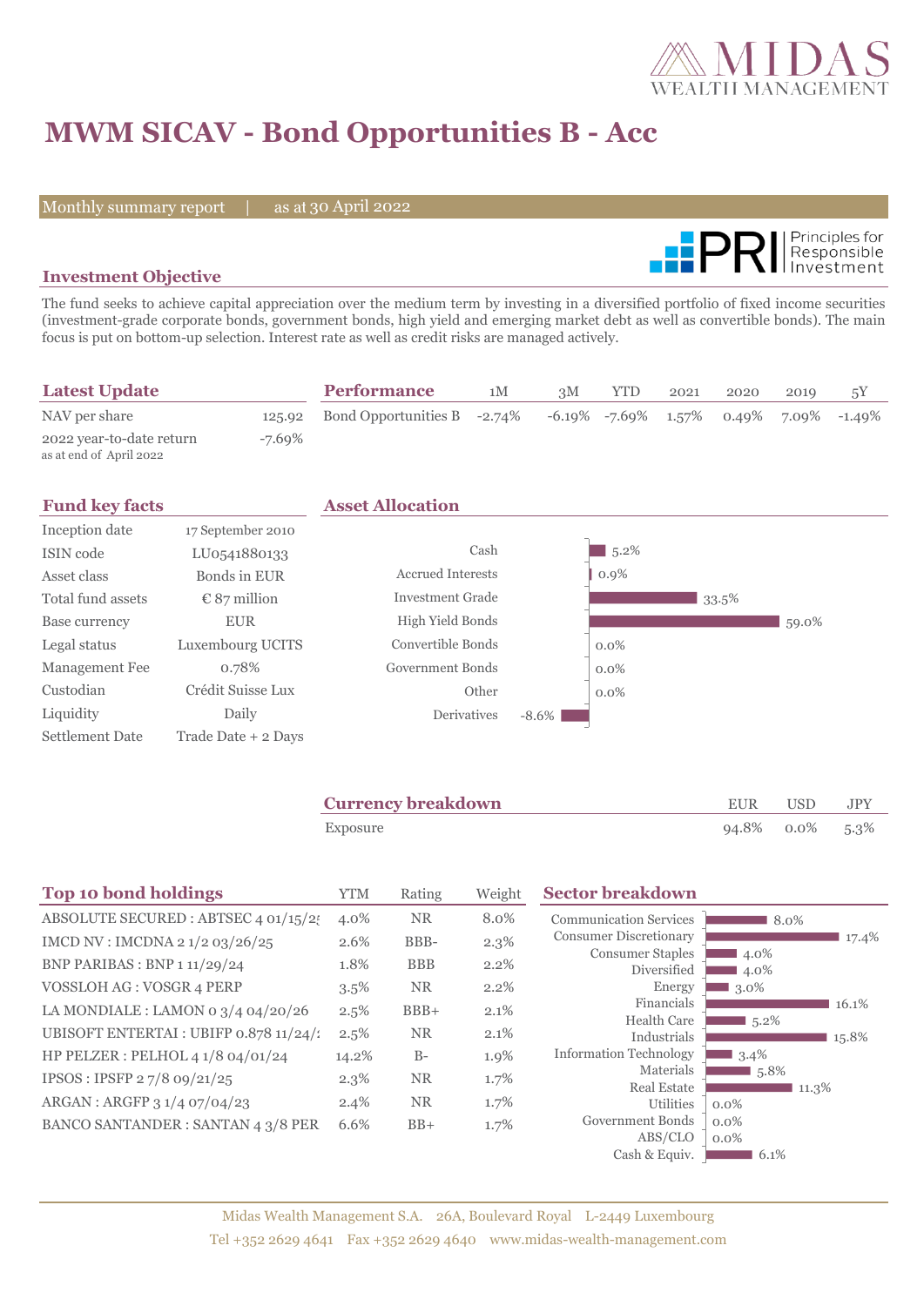# MWM SICAV - Bond Opportunities B - Acc

Monthly summary report | as at 30 April 2022

## Investment Objective

The fund seeks to achieve capital appreciation over the medium term by investing in a diversified portfolio of fixed income securities (investment-grade corporate bonds, government bonds, high yield and emerging market debt as well as convertible bonds). The main focus is put on bottom-up selection. Interest rate as well as credit risks are managed actively.

## Latest Update

| | |
|---|---|
| NAV per share | 125.92 |
| 2022 year-to-date return<br>as at end of April 2022 | -7.69% |

## Performance

| Performance | 1M | 3M | YTD | 2021 | 2020 | 2019 | 5Y |
|---|---|---|---|---|---|---|---|
| Bond Opportunities B | -2.74% | -6.19% | -7.69% | 1.57% | 0.49% | 7.09% | -1.49% |

## Fund key facts

| | |
|---|---|
| Inception date | 17 September 2010 |
| ISIN code | LU0541880133 |
| Asset class | Bonds in EUR |
| Total fund assets | € 87 million |
| Base currency | EUR |
| Legal status | Luxembourg UCITS |
| Management Fee | 0.78% |
| Custodian | Crédit Suisse Lux |
| Liquidity | Daily |
| Settlement Date | Trade Date + 2 Days |

## Asset Allocation

Cash 5.2%
Accrued Interests 0.9%
Investment Grade 33.5%
High Yield Bonds 59.0%
Convertible Bonds 0.0%
Government Bonds 0.0%
Other 0.0%
Derivatives -8.6%

## Currency breakdown

| Currency breakdown | EUR | USD | JPY |
|---|---|---|---|
| Exposure | 94.8% | 0.0% | 5.3% |

## Top 10 bond holdings

| Top 10 bond holdings | YTM | Rating | Weight |
|---|---|---|---|
| ABSOLUTE SECURED : ABTSEC 4 01/15/2 | 4.0% | NR | 8.0% |
| IMCD NV : IMCDNA 2 1/2 03/26/25 | 2.6% | BBB- | 2.3% |
| BNP PARIBAS : BNP 1 11/29/24 | 1.8% | BBB | 2.2% |
| VOSSLOH AG : VOSGR 4 PERP | 3.5% | NR | 2.2% |
| LA MONDIALE : LAMON 0 3/4 04/20/26 | 2.5% | BBB+ | 2.1% |
| UBISOFT ENTERTAI : UBIFP 0.878 11/24/ | 2.5% | NR | 2.1% |
| HP PELZER : PELHOL 4 1/8 04/01/24 | 14.2% | B- | 1.9% |
| IPSOS : IPSFP 2 7/8 09/21/25 | 2.3% | NR | 1.7% |
| ARGAN : ARGFP 3 1/4 07/04/23 | 2.4% | NR | 1.7% |
| BANCO SANTANDER : SANTAN 4 3/8 PER | 6.6% | BB+ | 1.7% |

## Sector breakdown

Communication Services 8.0%
Consumer Discretionary 17.4%
Consumer Staples 4.0%
Diversified 4.0%
Energy 3.0%
Financials 16.1%
Health Care 5.2%
Industrials 15.8%
Information Technology 3.4%
Materials 5.8%
Real Estate 11.3%
Utilities 0.0%
Government Bonds 0.0%
ABS/CLO 0.0%
Cash & Equiv. 6.1%

Midas Wealth Management S.A. 26A, Boulevard Royal L-2449 Luxembourg
Tel +352 2629 4641 Fax +352 2629 4640 www.midas-wealth-management.com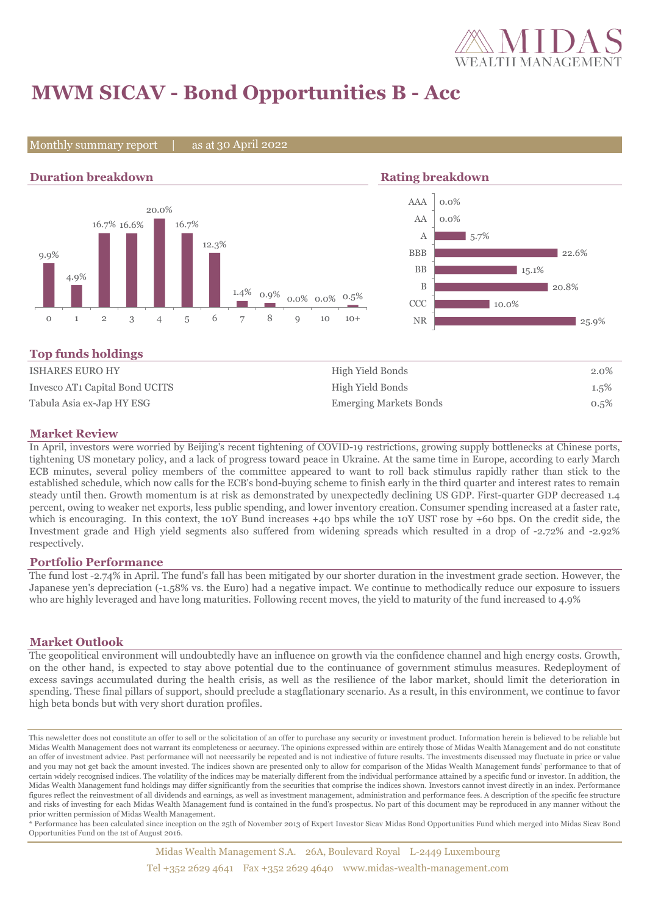# MWM SICAV - Bond Opportunities B - Acc

Monthly summary report | as at 30 April 2022

## Duration breakdown

9.9% 4.9% 16.7% 16.6% 20.0% 16.7% 12.3% 1.4% 0.9% 0.0% 0.0% 0.5%

0 1 2 3 4 5 6 7 8 9 10 10+

## Rating breakdown

AAA 0.0%
AA 0.0%
A 5.7%
BBB 22.6%
BB 15.1%
B 20.8%
CCC 10.0%
NR 25.9%

## Top funds holdings

| | | |
|---|---|---|
| ISHARES EURO HY | High Yield Bonds | 2.0% |
| Invesco AT1 Capital Bond UCITS | High Yield Bonds | 1.5% |
| Tabula Asia ex-Jap HY ESG | Emerging Markets Bonds | 0.5% |

## Market Review

In April, investors were worried by Beijing's recent tightening of COVID-19 restrictions, growing supply bottlenecks at Chinese ports, tightening US monetary policy, and a lack of progress toward peace in Ukraine. At the same time in Europe, according to early March ECB minutes, several policy members of the committee appeared to want to roll back stimulus rapidly rather than stick to the established schedule, which now calls for the ECB's bond-buying scheme to finish early in the third quarter and interest rates to remain steady until then. Growth momentum is at risk as demonstrated by unexpectedly declining US GDP. First-quarter GDP decreased 1.4 percent, owing to weaker net exports, less public spending, and lower inventory creation. Consumer spending increased at a faster rate, which is encouraging. In this context, the 10Y Bund increases +40 bps while the 10Y UST rose by +60 bps. On the credit side, the Investment grade and High yield segments also suffered from widening spreads which resulted in a drop of -2.72% and -2.92% respectively.

## Portfolio Performance

The fund lost -2.74% in April. The fund's fall has been mitigated by our shorter duration in the investment grade section. However, the Japanese yen's depreciation (-1.58% vs. the Euro) had a negative impact. We continue to methodically reduce our exposure to issuers who are highly leveraged and have long maturities. Following recent moves, the yield to maturity of the fund increased to 4.9%

## Market Outlook

The geopolitical environment will undoubtedly have an influence on growth via the confidence channel and high energy costs. Growth, on the other hand, is expected to stay above potential due to the continuance of government stimulus measures. Redeployment of excess savings accumulated during the health crisis, as well as the resilience of the labor market, should limit the deterioration in spending. These final pillars of support, should preclude a stagflationary scenario. As a result, in this environment, we continue to favor high beta bonds but with very short duration profiles.

This newsletter does not constitute an offer to sell or the solicitation of an offer to purchase any security or investment product. Information herein is believed to be reliable but Midas Wealth Management does not warrant its completeness or accuracy. The opinions expressed within are entirely those of Midas Wealth Management and do not constitute an offer of investment advice. Past performance will not necessarily be repeated and is not indicative of future results. The investments discussed may fluctuate in price or value and you may not get back the amount invested. The indices shown are presented only to allow for comparison of the Midas Wealth Management funds' performance to that of certain widely recognised indices. The volatility of the indices may be materially different from the individual performance attained by a specific fund or investor. In addition, the Midas Wealth Management fund holdings may differ significantly from the securities that comprise the indices shown. Investors cannot invest directly in an index. Performance figures reflect the reinvestment of all dividends and earnings, as well as investment management, administration and performance fees. A description of the specific fee structure and risks of investing for each Midas Wealth Management fund is contained in the fund's prospectus. No part of this document may be reproduced in any manner without the prior written permission of Midas Wealth Management.

\* Performance has been calculated since inception on the 25th of November 2013 of Expert Investor Sicav Midas Bond Opportunities Fund which merged into Midas Sicav Bond Opportunities Fund on the 1st of August 2016.

Midas Wealth Management S.A. 26A, Boulevard Royal L-2449 Luxembourg
Tel +352 2629 4641 Fax +352 2629 4640 www.midas-wealth-management.com